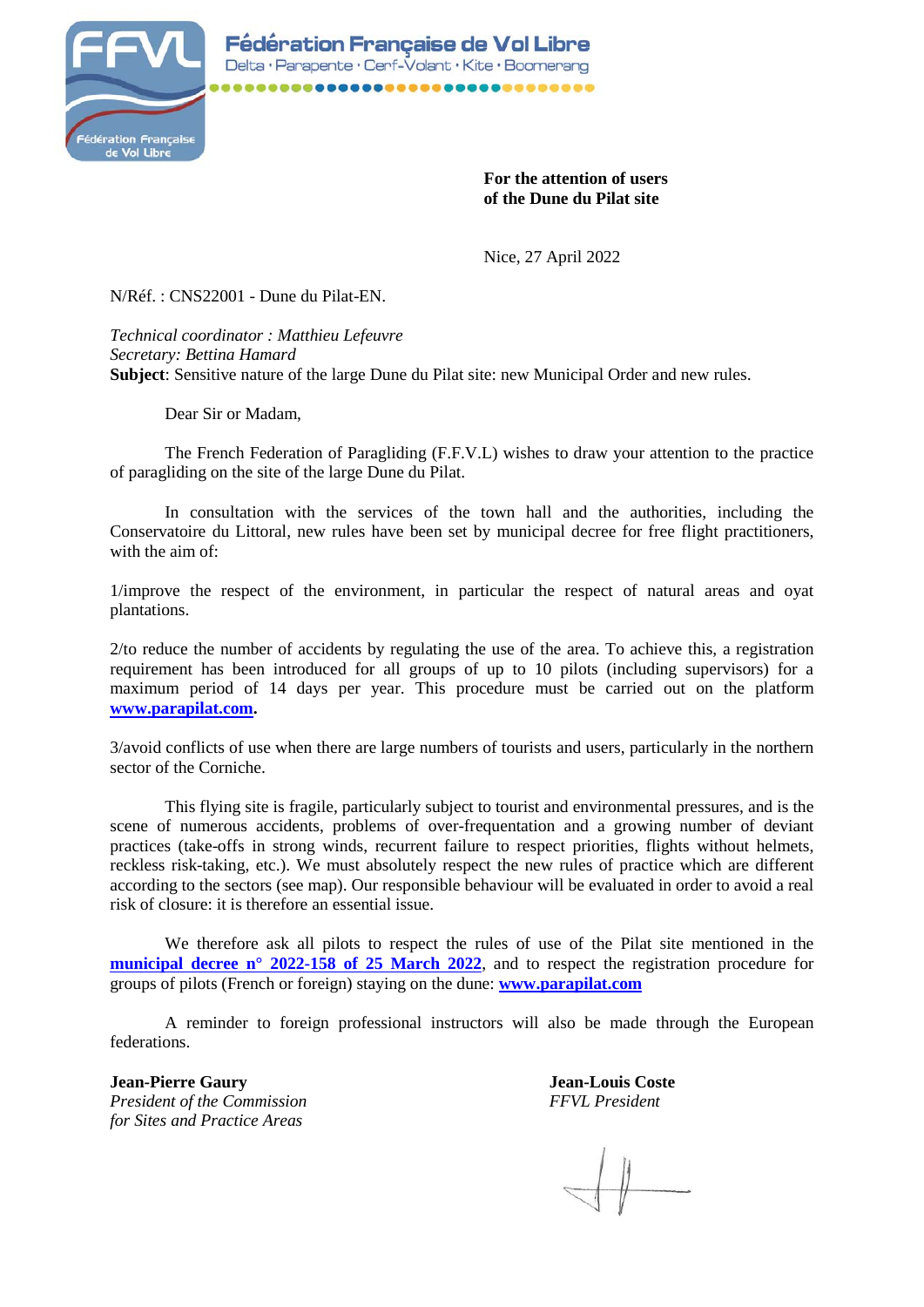Fédération Française de Vol Libre
Delta · Parapente · Cerf-Volant · Kite · Boomerang

**For the attention of users**
**of the Dune du Pilat site**

Nice, 27 April 2022

N/Réf. : CNS22001 - Dune du Pilat-EN.

*Technical coordinator : Matthieu Lefeuvre*
*Secretary: Bettina Hamard*
**Subject**: Sensitive nature of the large Dune du Pilat site: new Municipal Order and new rules.

Dear Sir or Madam,

The French Federation of Paragliding (F.F.V.L) wishes to draw your attention to the practice of paragliding on the site of the large Dune du Pilat.

In consultation with the services of the town hall and the authorities, including the Conservatoire du Littoral, new rules have been set by municipal decree for free flight practitioners, with the aim of:

1/improve the respect of the environment, in particular the respect of natural areas and oyat plantations.

2/to reduce the number of accidents by regulating the use of the area. To achieve this, a registration requirement has been introduced for all groups of up to 10 pilots (including supervisors) for a maximum period of 14 days per year. This procedure must be carried out on the platform **www.parapilat.com.**

3/avoid conflicts of use when there are large numbers of tourists and users, particularly in the northern sector of the Corniche.

This flying site is fragile, particularly subject to tourist and environmental pressures, and is the scene of numerous accidents, problems of over-frequentation and a growing number of deviant practices (take-offs in strong winds, recurrent failure to respect priorities, flights without helmets, reckless risk-taking, etc.). We must absolutely respect the new rules of practice which are different according to the sectors (see map). Our responsible behaviour will be evaluated in order to avoid a real risk of closure: it is therefore an essential issue.

We therefore ask all pilots to respect the rules of use of the Pilat site mentioned in the **municipal decree n° 2022-158 of 25 March 2022**, and to respect the registration procedure for groups of pilots (French or foreign) staying on the dune: **www.parapilat.com**

A reminder to foreign professional instructors will also be made through the European federations.

**Jean-Pierre Gaury**
*President of the Commission*
*for Sites and Practice Areas*

**Jean-Louis Coste**
*FFVL President*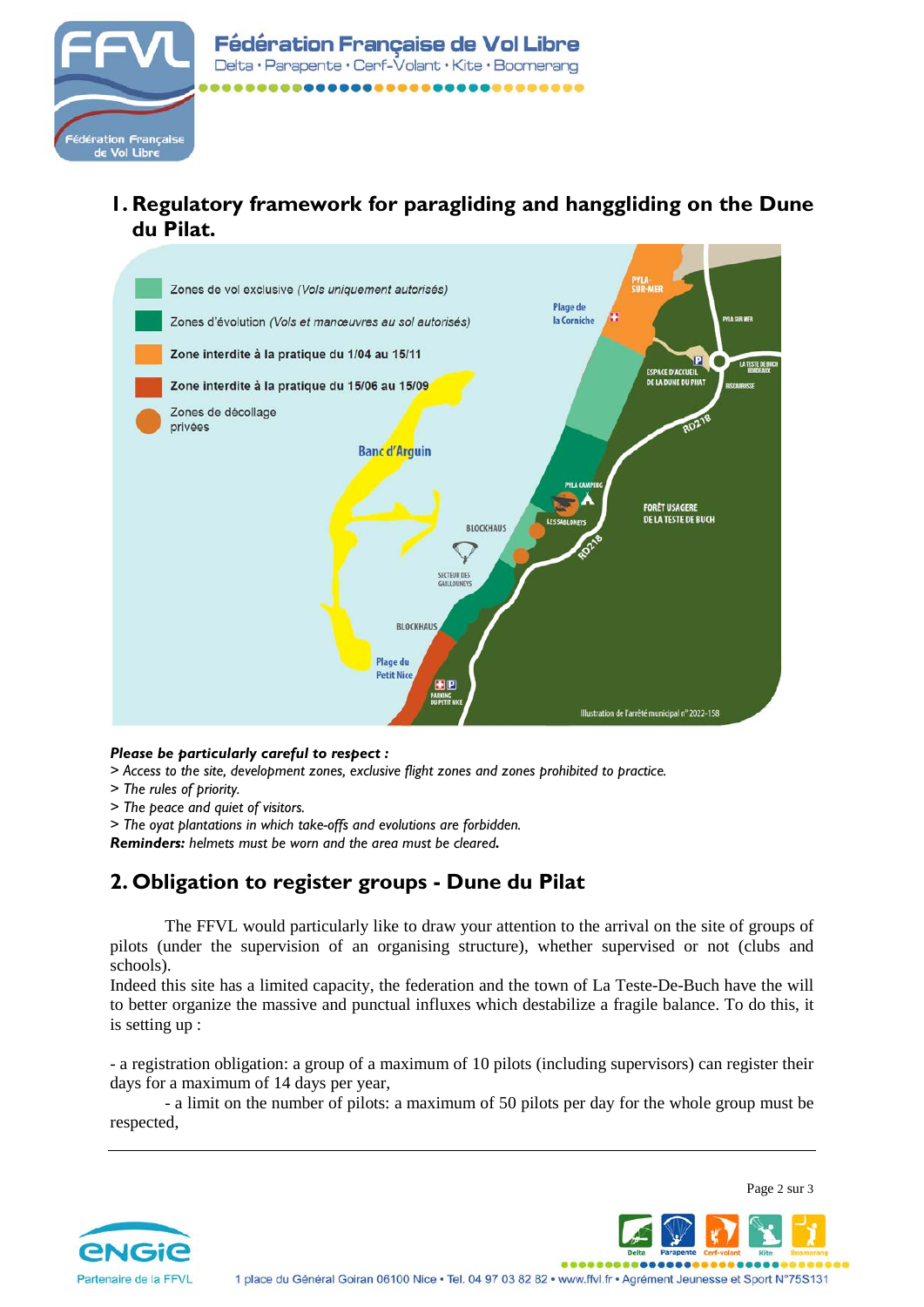## 1. Regulatory framework for paragliding and hanggliding on the Dune du Pilat.

Zones de vol exclusive (*Vols uniquement autorisés*)

Zones d'évolution (*Vols et manœuvres au sol autorisés*)

**Zone interdite à la pratique du 1/04 au 15/11**

**Zone interdite à la pratique du 15/06 au 15/09**

Zones de décollage privées

Illustration de l'arrêté municipal n° 2022-158

***Please be particularly careful to respect :***

*> Access to the site, development zones, exclusive flight zones and zones prohibited to practice.*
*> The rules of priority.*
*> The peace and quiet of visitors.*
*> The oyat plantations in which take-offs and evolutions are forbidden.*

***Reminders:*** *helmets must be worn and the area must be cleared.*

## 2. Obligation to register groups - Dune du Pilat

The FFVL would particularly like to draw your attention to the arrival on the site of groups of pilots (under the supervision of an organising structure), whether supervised or not (clubs and schools).

Indeed this site has a limited capacity, the federation and the town of La Teste-De-Buch have the will to better organize the massive and punctual influxes which destabilize a fragile balance. To do this, it is setting up :

- a registration obligation: a group of a maximum of 10 pilots (including supervisors) can register their days for a maximum of 14 days per year,

- a limit on the number of pilots: a maximum of 50 pilots per day for the whole group must be respected,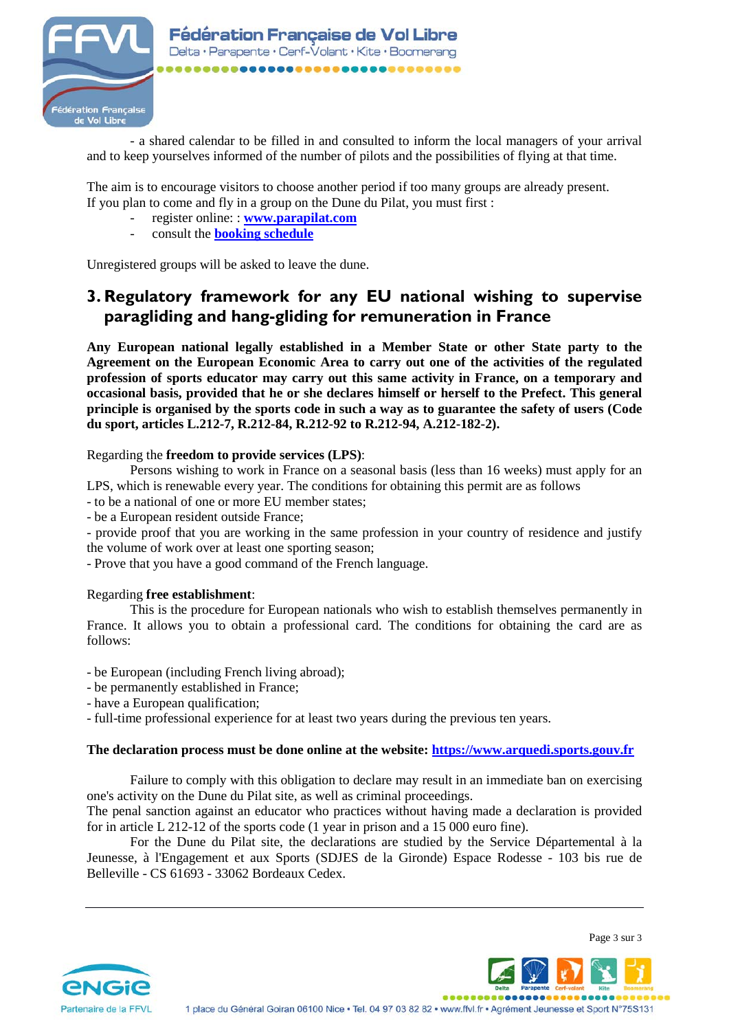- a shared calendar to be filled in and consulted to inform the local managers of your arrival and to keep yourselves informed of the number of pilots and the possibilities of flying at that time.

The aim is to encourage visitors to choose another period if too many groups are already present. If you plan to come and fly in a group on the Dune du Pilat, you must first :

- register online: : **www.parapilat.com**
- consult the **booking schedule**

Unregistered groups will be asked to leave the dune.

## 3. Regulatory framework for any EU national wishing to supervise paragliding and hang-gliding for remuneration in France

**Any European national legally established in a Member State or other State party to the Agreement on the European Economic Area to carry out one of the activities of the regulated profession of sports educator may carry out this same activity in France, on a temporary and occasional basis, provided that he or she declares himself or herself to the Prefect. This general principle is organised by the sports code in such a way as to guarantee the safety of users (Code du sport, articles L.212-7, R.212-84, R.212-92 to R.212-94, A.212-182-2).**

Regarding the **freedom to provide services (LPS)**:

Persons wishing to work in France on a seasonal basis (less than 16 weeks) must apply for an LPS, which is renewable every year. The conditions for obtaining this permit are as follows

- to be a national of one or more EU member states;
- be a European resident outside France;
- provide proof that you are working in the same profession in your country of residence and justify the volume of work over at least one sporting season;
- Prove that you have a good command of the French language.

Regarding **free establishment**:

This is the procedure for European nationals who wish to establish themselves permanently in France. It allows you to obtain a professional card. The conditions for obtaining the card are as follows:

- be European (including French living abroad);
- be permanently established in France;
- have a European qualification;
- full-time professional experience for at least two years during the previous ten years.

**The declaration process must be done online at the website: https://www.arquedi.sports.gouv.fr**

Failure to comply with this obligation to declare may result in an immediate ban on exercising one's activity on the Dune du Pilat site, as well as criminal proceedings.

The penal sanction against an educator who practices without having made a declaration is provided for in article L 212-12 of the sports code (1 year in prison and a 15 000 euro fine).

For the Dune du Pilat site, the declarations are studied by the Service Départemental à la Jeunesse, à l'Engagement et aux Sports (SDJES de la Gironde) Espace Rodesse - 103 bis rue de Belleville - CS 61693 - 33062 Bordeaux Cedex.